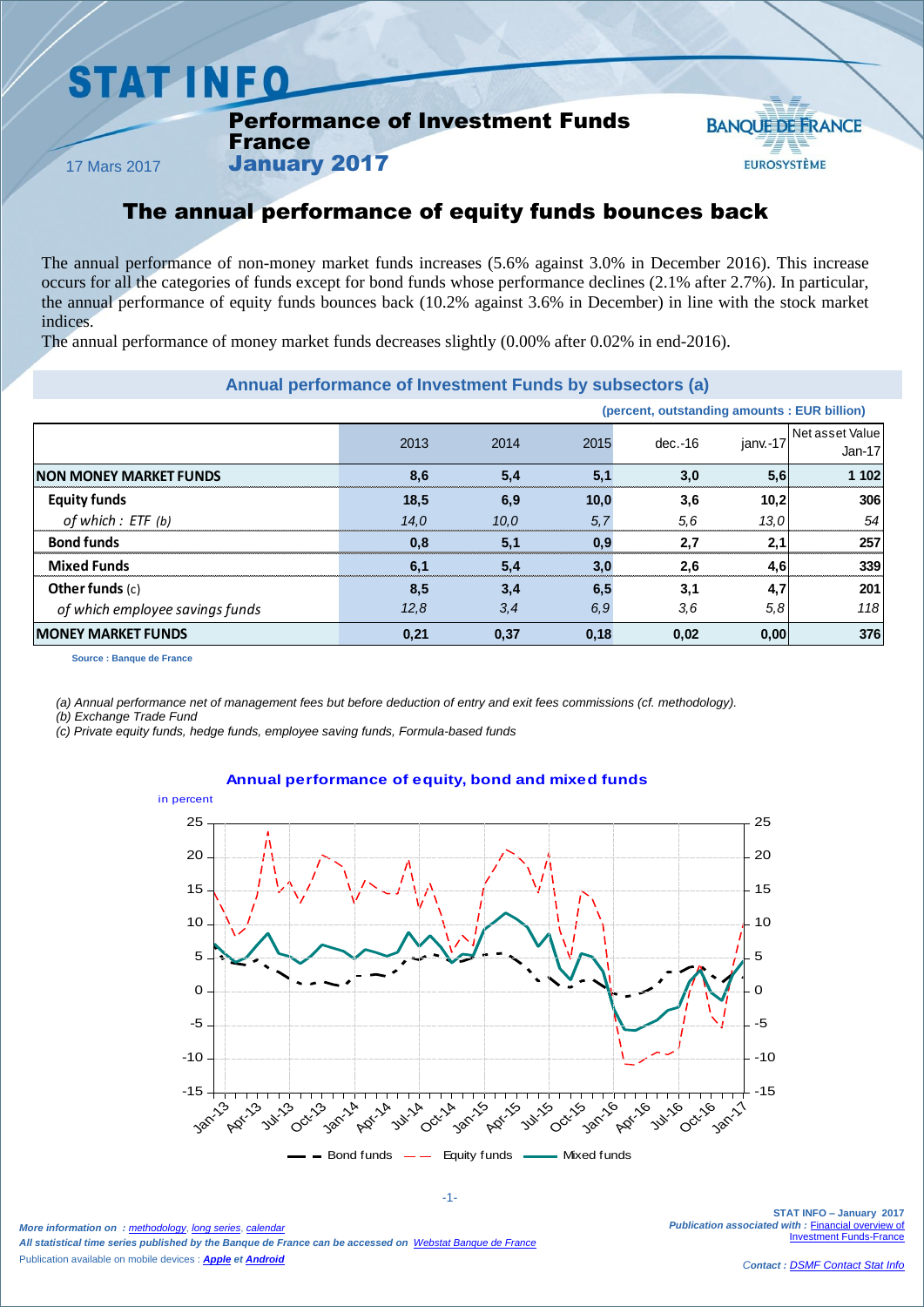# STAT INFO

## Performance of Investment Funds France
## January 2017

17 Mars 2017

BANQUE DE FRANCE EUROSYSTÈME

# The annual performance of equity funds bounces back

The annual performance of non-money market funds increases (5.6% against 3.0% in December 2016). This increase occurs for all the categories of funds except for bond funds whose performance declines (2.1% after 2.7%). In particular, the annual performance of equity funds bounces back (10.2% against 3.6% in December) in line with the stock market indices.

The annual performance of money market funds decreases slightly (0.00% after 0.02% in end-2016).

### Annual performance of Investment Funds by subsectors (a)

**(percent, outstanding amounts : EUR billion)**

| | 2013 | 2014 | 2015 | dec.-16 | janv.-17 | Net asset Value Jan-17 |
|---|---|---|---|---|---|---|
| **NON MONEY MARKET FUNDS** | **8,6** | **5,4** | **5,1** | **3,0** | **5,6** | **1 102** |
| **Equity funds** | **18,5** | **6,9** | **10,0** | **3,6** | **10,2** | **306** |
| *of which : ETF (b)* | *14,0* | *10,0* | *5,7* | *5,6* | *13,0* | *54* |
| **Bond funds** | **0,8** | **5,1** | **0,9** | **2,7** | **2,1** | **257** |
| **Mixed Funds** | **6,1** | **5,4** | **3,0** | **2,6** | **4,6** | **339** |
| **Other funds** (c) | **8,5** | **3,4** | **6,5** | **3,1** | **4,7** | **201** |
| *of which employee savings funds* | *12,8* | *3,4* | *6,9* | *3,6* | *5,8* | *118* |
| **MONEY MARKET FUNDS** | **0,21** | **0,37** | **0,18** | **0,02** | **0,00** | **376** |

**Source : Banque de France**

*(a) Annual performance net of management fees but before deduction of entry and exit fees commissions (cf. methodology).*

*(b) Exchange Trade Fund*

*(c) Private equity funds, hedge funds, employee saving funds, Formula-based funds*

**Annual performance of equity, bond and mixed funds**

in percent

Bond funds — Equity funds — Mixed funds

*More information on : methodology, long series, calendar*

*All statistical time series published by the Banque de France can be accessed on Webstat Banque de France*

Publication available on mobile devices : ***Apple et Android***

**STAT INFO – January 2017**

***Publication associated with :*** Financial overview of Investment Funds-France

*Contact :* *DSMF Contact Stat Info*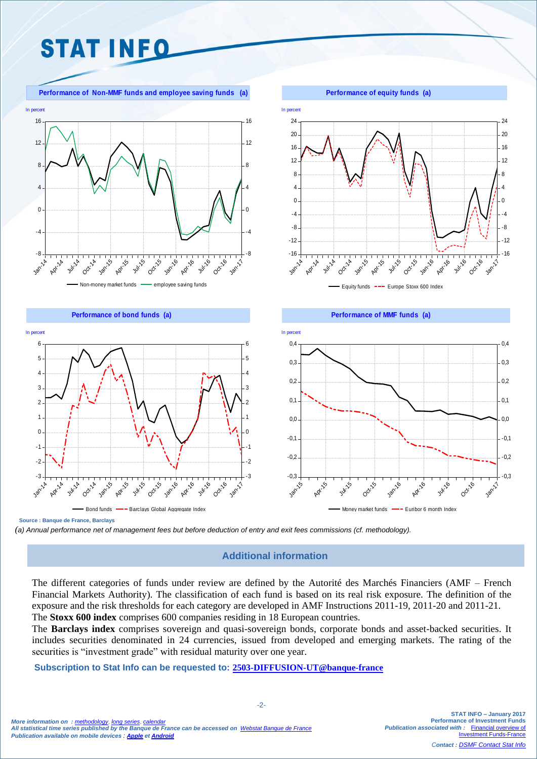# STAT INFO

**Performance of Non-MMF funds and employee saving funds (a)**

In percent

16 12 8 4 0 -4 -8

Jan-14 Apr-14 Jul-14 Oct-14 Jan-15 Apr-15 Jul-15 Oct-15 Jan-16 Apr-16 Jul-16 Oct-16 Jan-17

Non-money market funds — employee saving funds

**Performance of equity funds (a)**

In percent

24 20 16 12 8 4 0 -4 -8 -12 -16

Jan-14 Apr-14 Jul-14 Oct-14 Jan-15 Apr-15 Jul-15 Oct-15 Jan-16 Apr-16 Jul-16 Oct-16 Jan-17

Equity funds — Europe Stoxx 600 Index

**Performance of bond funds (a)**

In percent

6 5 4 3 2 1 0 -1 -2 -3

Jan-14 Apr-14 Jul-14 Oct-14 Jan-15 Apr-15 Jul-15 Oct-15 Jan-16 Apr-16 Jul-16 Oct-16 Jan-17

Bond funds — Barclays Global Aggregate Index

**Performance of MMF funds (a)**

In percent

0,4 0,3 0,2 0,1 0,0 -0,1 -0,2 -0,3

Jan-15 Apr-15 Jul-15 Oct-15 Jan-16 Apr-16 Jul-16 Oct-16 Jan-17

Money market funds — Euribor 6 month Index

**Source : Banque de France, Barclays**

*(a) Annual performance net of management fees but before deduction of entry and exit fees commissions (cf. methodology).*

## Additional information

The different categories of funds under review are defined by the Autorité des Marchés Financiers (AMF – French Financial Markets Authority). The classification of each fund is based on its real risk exposure. The definition of the exposure and the risk thresholds for each category are developed in AMF Instructions 2011-19, 2011-20 and 2011-21.
The **Stoxx 600 index** comprises 600 companies residing in 18 European countries.
The **Barclays index** comprises sovereign and quasi-sovereign bonds, corporate bonds and asset-backed securities. It includes securities denominated in 24 currencies, issued from developed and emerging markets. The rating of the securities is "investment grade" with residual maturity over one year.

**Subscription to Stat Info can be requested to: 2503-DIFFUSION-UT@banque-france**

*More information on : methodology, long series, calendar*
*All statistical time series published by the Banque de France can be accessed on Webstat Banque de France*
*Publication available on mobile devices : **Apple** et **Android***

**STAT INFO – January 2017**
**Performance of Investment Funds**
*Publication associated with :* Financial overview of Investment Funds-France

*Contact : DSMF Contact Stat Info*